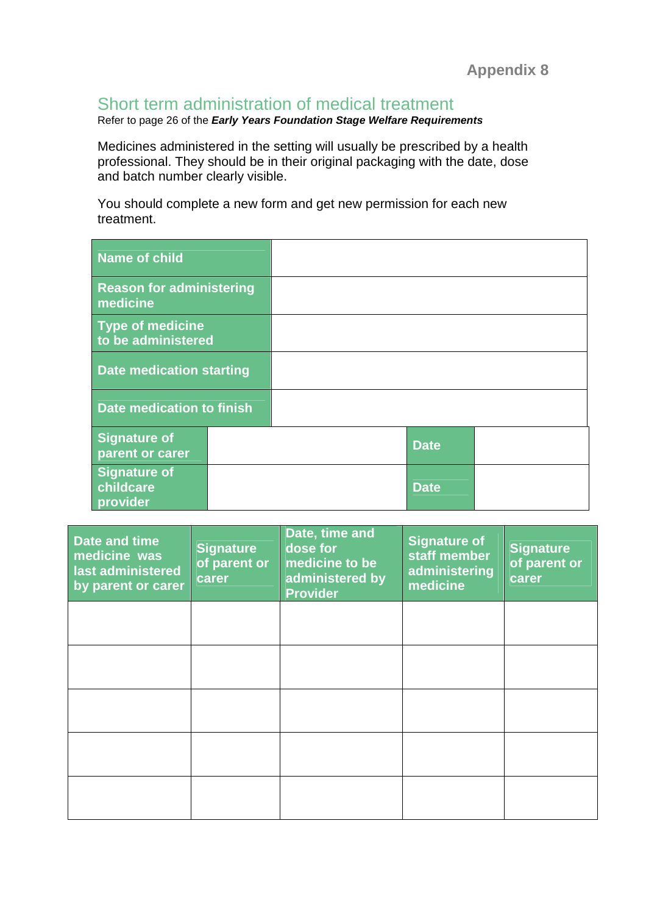**Appendix 8**

## Short term administration of medical treatment

Refer to page 26 of the ***Early Years Foundation Stage Welfare Requirements***

Medicines administered in the setting will usually be prescribed by a health professional. They should be in their original packaging with the date, dose and batch number clearly visible.

You should complete a new form and get new permission for each new treatment.

| | | | |
|---|---|---|---|
| **Name of child** | | | |
| **Reason for administering medicine** | | | |
| **Type of medicine to be administered** | | | |
| **Date medication starting** | | | |
| **Date medication to finish** | | | |
| **Signature of parent or carer** | | **Date** | |
| **Signature of childcare provider** | | **Date** | |

| Date and time medicine was last administered by parent or carer | Signature of parent or carer | Date, time and dose for medicine to be administered by Provider | Signature of staff member administering medicine | Signature of parent or carer |
|---|---|---|---|---|
| | | | | |
| | | | | |
| | | | | |
| | | | | |
| | | | | |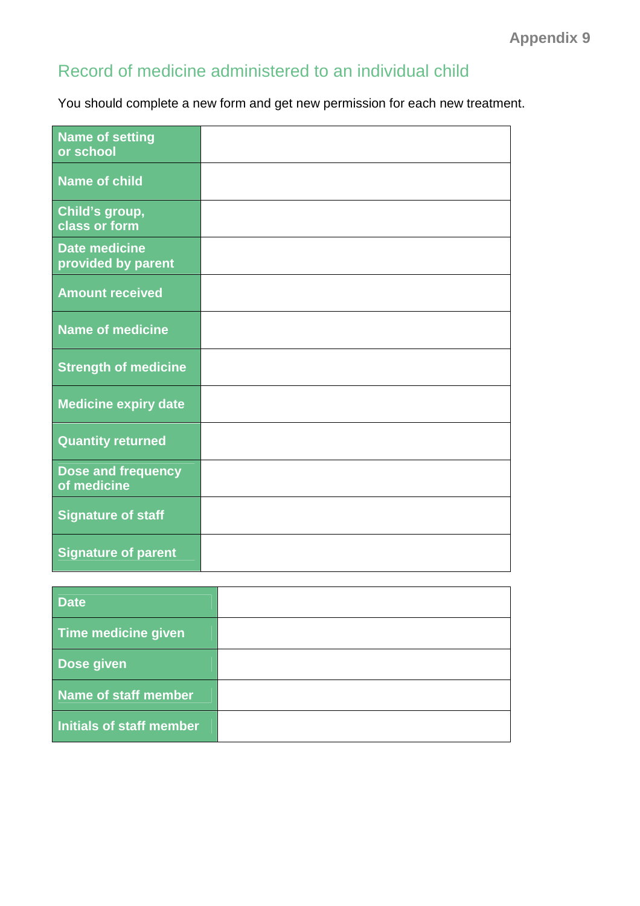Appendix 9

## Record of medicine administered to an individual child

You should complete a new form and get new permission for each new treatment.

| | |
|---|---|
| **Name of setting or school** | |
| **Name of child** | |
| **Child's group, class or form** | |
| **Date medicine provided by parent** | |
| **Amount received** | |
| **Name of medicine** | |
| **Strength of medicine** | |
| **Medicine expiry date** | |
| **Quantity returned** | |
| **Dose and frequency of medicine** | |
| **Signature of staff** | |
| **Signature of parent** | |

| | |
|---|---|
| **Date** | |
| **Time medicine given** | |
| **Dose given** | |
| **Name of staff member** | |
| **Initials of staff member** | |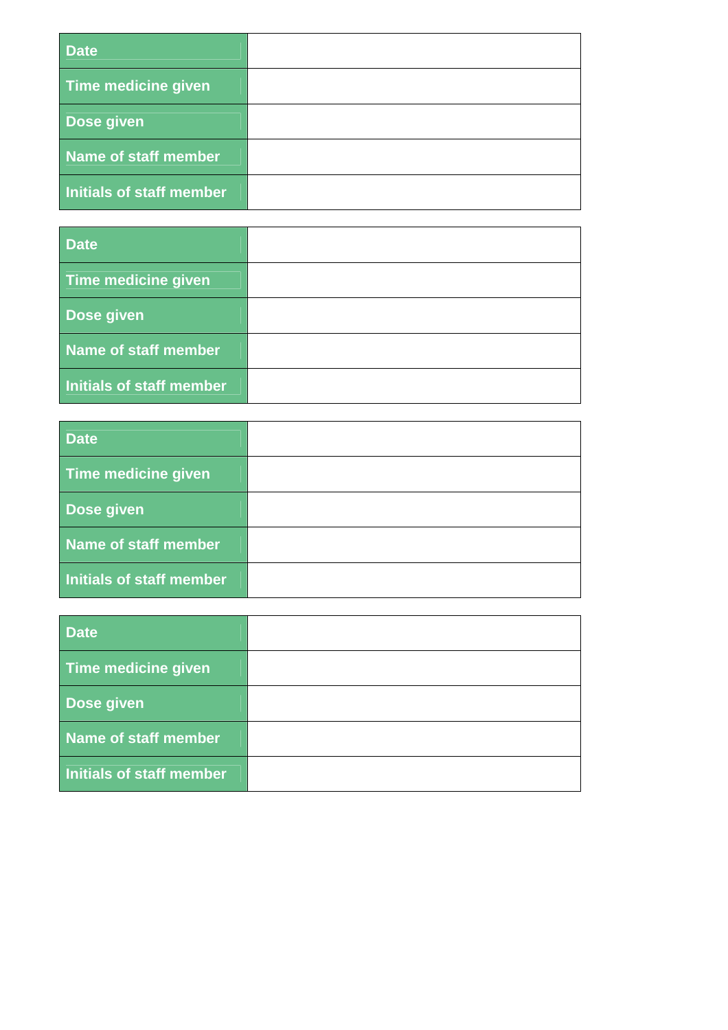| | |
|---|---|
| **Date** | |
| **Time medicine given** | |
| **Dose given** | |
| **Name of staff member** | |
| **Initials of staff member** | |

| | |
|---|---|
| **Date** | |
| **Time medicine given** | |
| **Dose given** | |
| **Name of staff member** | |
| **Initials of staff member** | |

| | |
|---|---|
| **Date** | |
| **Time medicine given** | |
| **Dose given** | |
| **Name of staff member** | |
| **Initials of staff member** | |

| | |
|---|---|
| **Date** | |
| **Time medicine given** | |
| **Dose given** | |
| **Name of staff member** | |
| **Initials of staff member** | |